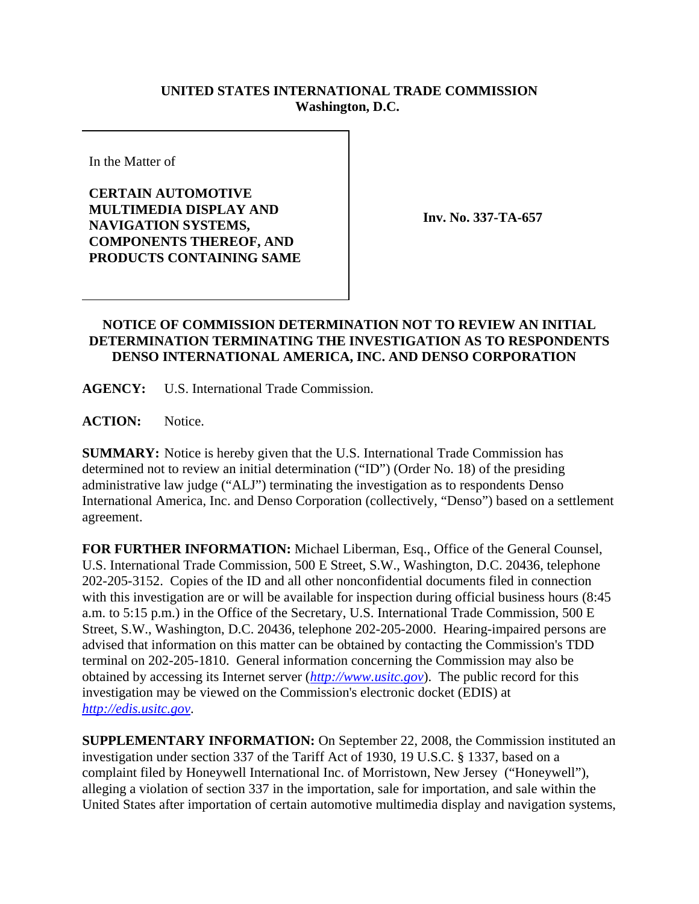**UNITED STATES INTERNATIONAL TRADE COMMISSION**
**Washington, D.C.**

| In the Matter of<br><br>**CERTAIN AUTOMOTIVE MULTIMEDIA DISPLAY AND NAVIGATION SYSTEMS, COMPONENTS THEREOF, AND PRODUCTS CONTAINING SAME** | **Inv. No. 337-TA-657** |
|---|---|

## NOTICE OF COMMISSION DETERMINATION NOT TO REVIEW AN INITIAL DETERMINATION TERMINATING THE INVESTIGATION AS TO RESPONDENTS DENSO INTERNATIONAL AMERICA, INC. AND DENSO CORPORATION

**AGENCY:** U.S. International Trade Commission.

**ACTION:** Notice.

**SUMMARY:** Notice is hereby given that the U.S. International Trade Commission has determined not to review an initial determination ("ID") (Order No. 18) of the presiding administrative law judge ("ALJ") terminating the investigation as to respondents Denso International America, Inc. and Denso Corporation (collectively, "Denso") based on a settlement agreement.

**FOR FURTHER INFORMATION:** Michael Liberman, Esq., Office of the General Counsel, U.S. International Trade Commission, 500 E Street, S.W., Washington, D.C. 20436, telephone 202-205-3152. Copies of the ID and all other nonconfidential documents filed in connection with this investigation are or will be available for inspection during official business hours (8:45 a.m. to 5:15 p.m.) in the Office of the Secretary, U.S. International Trade Commission, 500 E Street, S.W., Washington, D.C. 20436, telephone 202-205-2000. Hearing-impaired persons are advised that information on this matter can be obtained by contacting the Commission's TDD terminal on 202-205-1810. General information concerning the Commission may also be obtained by accessing its Internet server (*http://www.usitc.gov*). The public record for this investigation may be viewed on the Commission's electronic docket (EDIS) at *http://edis.usitc.gov*.

**SUPPLEMENTARY INFORMATION:** On September 22, 2008, the Commission instituted an investigation under section 337 of the Tariff Act of 1930, 19 U.S.C. § 1337, based on a complaint filed by Honeywell International Inc. of Morristown, New Jersey ("Honeywell"), alleging a violation of section 337 in the importation, sale for importation, and sale within the United States after importation of certain automotive multimedia display and navigation systems,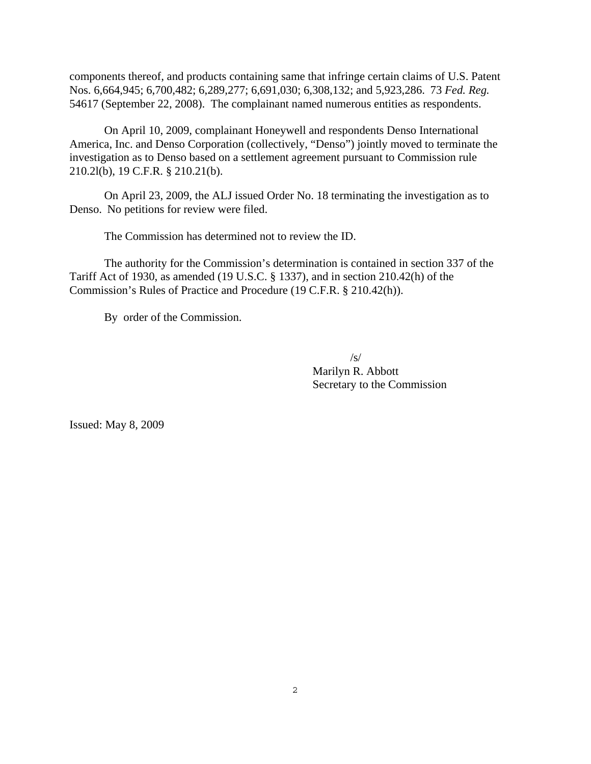components thereof, and products containing same that infringe certain claims of U.S. Patent Nos. 6,664,945; 6,700,482; 6,289,277; 6,691,030; 6,308,132; and 5,923,286. 73 *Fed. Reg.* 54617 (September 22, 2008). The complainant named numerous entities as respondents.

On April 10, 2009, complainant Honeywell and respondents Denso International America, Inc. and Denso Corporation (collectively, "Denso") jointly moved to terminate the investigation as to Denso based on a settlement agreement pursuant to Commission rule 210.2l(b), 19 C.F.R. § 210.21(b).

On April 23, 2009, the ALJ issued Order No. 18 terminating the investigation as to Denso. No petitions for review were filed.

The Commission has determined not to review the ID.

The authority for the Commission's determination is contained in section 337 of the Tariff Act of 1930, as amended (19 U.S.C. § 1337), and in section 210.42(h) of the Commission's Rules of Practice and Procedure (19 C.F.R. § 210.42(h)).

By order of the Commission.

/s/
Marilyn R. Abbott
Secretary to the Commission

Issued: May 8, 2009